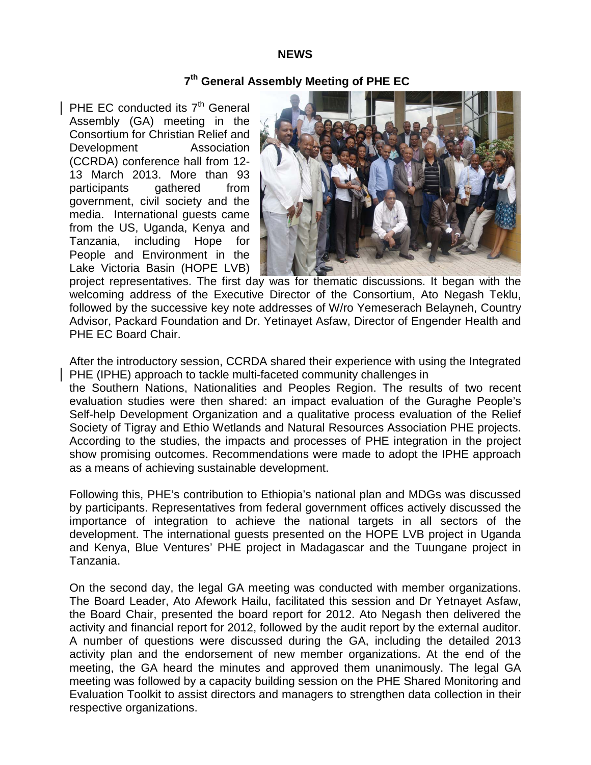# NEWS

## 7th General Assembly Meeting of PHE EC

PHE EC conducted its 7th General Assembly (GA) meeting in the Consortium for Christian Relief and Development Association (CCRDA) conference hall from 12-13 March 2013. More than 93 participants gathered from government, civil society and the media. International guests came from the US, Uganda, Kenya and Tanzania, including Hope for People and Environment in the Lake Victoria Basin (HOPE LVB) project representatives. The first day was for thematic discussions. It began with the welcoming address of the Executive Director of the Consortium, Ato Negash Teklu, followed by the successive key note addresses of W/ro Yemeserach Belayneh, Country Advisor, Packard Foundation and Dr. Yetinayet Asfaw, Director of Engender Health and PHE EC Board Chair.

After the introductory session, CCRDA shared their experience with using the Integrated PHE (IPHE) approach to tackle multi-faceted community challenges in the Southern Nations, Nationalities and Peoples Region. The results of two recent evaluation studies were then shared: an impact evaluation of the Guraghe People's Self-help Development Organization and a qualitative process evaluation of the Relief Society of Tigray and Ethio Wetlands and Natural Resources Association PHE projects. According to the studies, the impacts and processes of PHE integration in the project show promising outcomes. Recommendations were made to adopt the IPHE approach as a means of achieving sustainable development.

Following this, PHE's contribution to Ethiopia's national plan and MDGs was discussed by participants. Representatives from federal government offices actively discussed the importance of integration to achieve the national targets in all sectors of the development. The international guests presented on the HOPE LVB project in Uganda and Kenya, Blue Ventures' PHE project in Madagascar and the Tuungane project in Tanzania.

On the second day, the legal GA meeting was conducted with member organizations. The Board Leader, Ato Afework Hailu, facilitated this session and Dr Yetnayet Asfaw, the Board Chair, presented the board report for 2012. Ato Negash then delivered the activity and financial report for 2012, followed by the audit report by the external auditor. A number of questions were discussed during the GA, including the detailed 2013 activity plan and the endorsement of new member organizations. At the end of the meeting, the GA heard the minutes and approved them unanimously. The legal GA meeting was followed by a capacity building session on the PHE Shared Monitoring and Evaluation Toolkit to assist directors and managers to strengthen data collection in their respective organizations.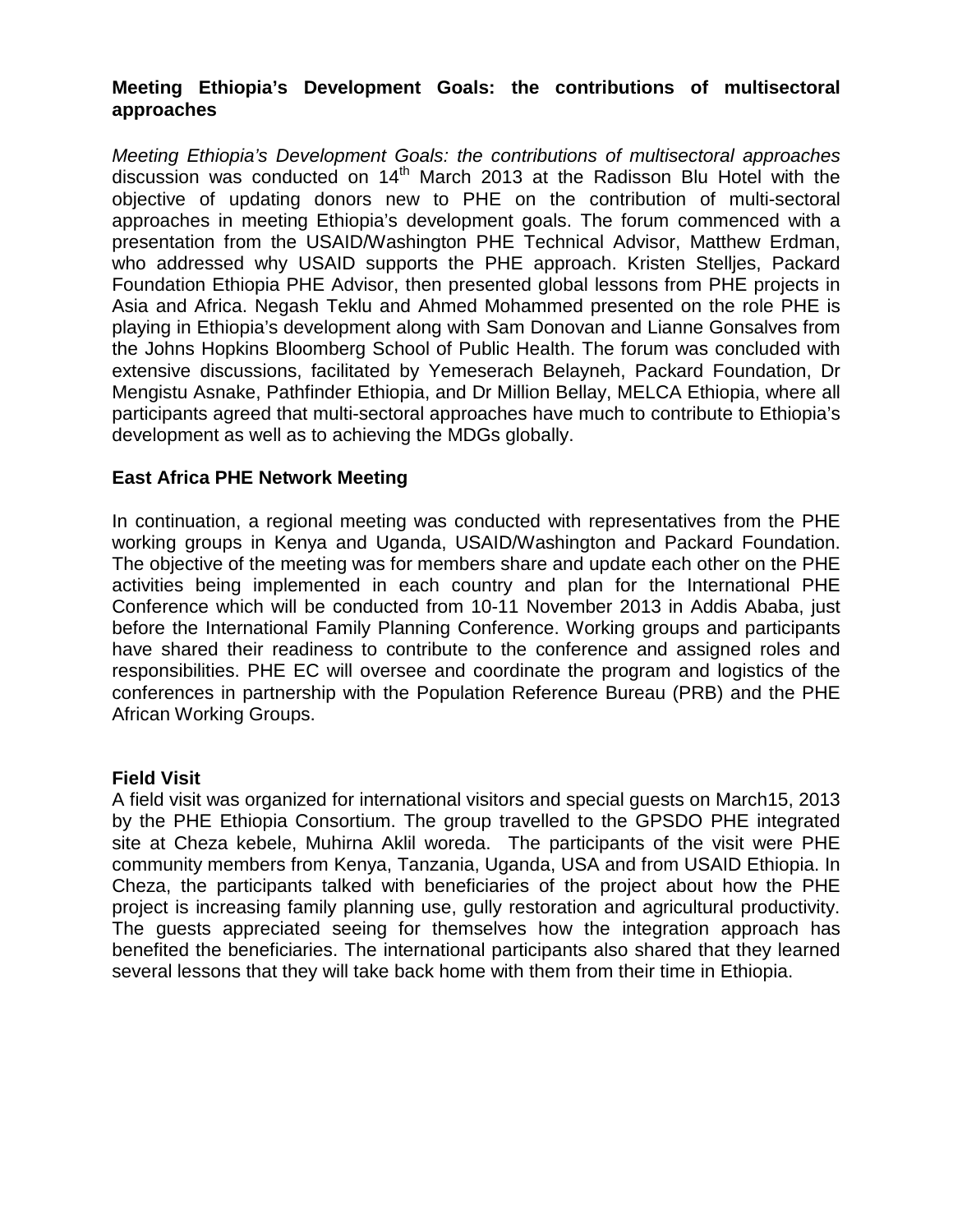## Meeting Ethiopia's Development Goals: the contributions of multisectoral approaches

*Meeting Ethiopia's Development Goals: the contributions of multisectoral approaches* discussion was conducted on 14th March 2013 at the Radisson Blu Hotel with the objective of updating donors new to PHE on the contribution of multi-sectoral approaches in meeting Ethiopia's development goals. The forum commenced with a presentation from the USAID/Washington PHE Technical Advisor, Matthew Erdman, who addressed why USAID supports the PHE approach. Kristen Stelljes, Packard Foundation Ethiopia PHE Advisor, then presented global lessons from PHE projects in Asia and Africa. Negash Teklu and Ahmed Mohammed presented on the role PHE is playing in Ethiopia's development along with Sam Donovan and Lianne Gonsalves from the Johns Hopkins Bloomberg School of Public Health. The forum was concluded with extensive discussions, facilitated by Yemeserach Belayneh, Packard Foundation, Dr Mengistu Asnake, Pathfinder Ethiopia, and Dr Million Bellay, MELCA Ethiopia, where all participants agreed that multi-sectoral approaches have much to contribute to Ethiopia's development as well as to achieving the MDGs globally.

## East Africa PHE Network Meeting

In continuation, a regional meeting was conducted with representatives from the PHE working groups in Kenya and Uganda, USAID/Washington and Packard Foundation. The objective of the meeting was for members share and update each other on the PHE activities being implemented in each country and plan for the International PHE Conference which will be conducted from 10-11 November 2013 in Addis Ababa, just before the International Family Planning Conference. Working groups and participants have shared their readiness to contribute to the conference and assigned roles and responsibilities. PHE EC will oversee and coordinate the program and logistics of the conferences in partnership with the Population Reference Bureau (PRB) and the PHE African Working Groups.

## Field Visit

A field visit was organized for international visitors and special guests on March15, 2013 by the PHE Ethiopia Consortium. The group travelled to the GPSDO PHE integrated site at Cheza kebele, Muhirna Aklil woreda. The participants of the visit were PHE community members from Kenya, Tanzania, Uganda, USA and from USAID Ethiopia. In Cheza, the participants talked with beneficiaries of the project about how the PHE project is increasing family planning use, gully restoration and agricultural productivity. The guests appreciated seeing for themselves how the integration approach has benefited the beneficiaries. The international participants also shared that they learned several lessons that they will take back home with them from their time in Ethiopia.